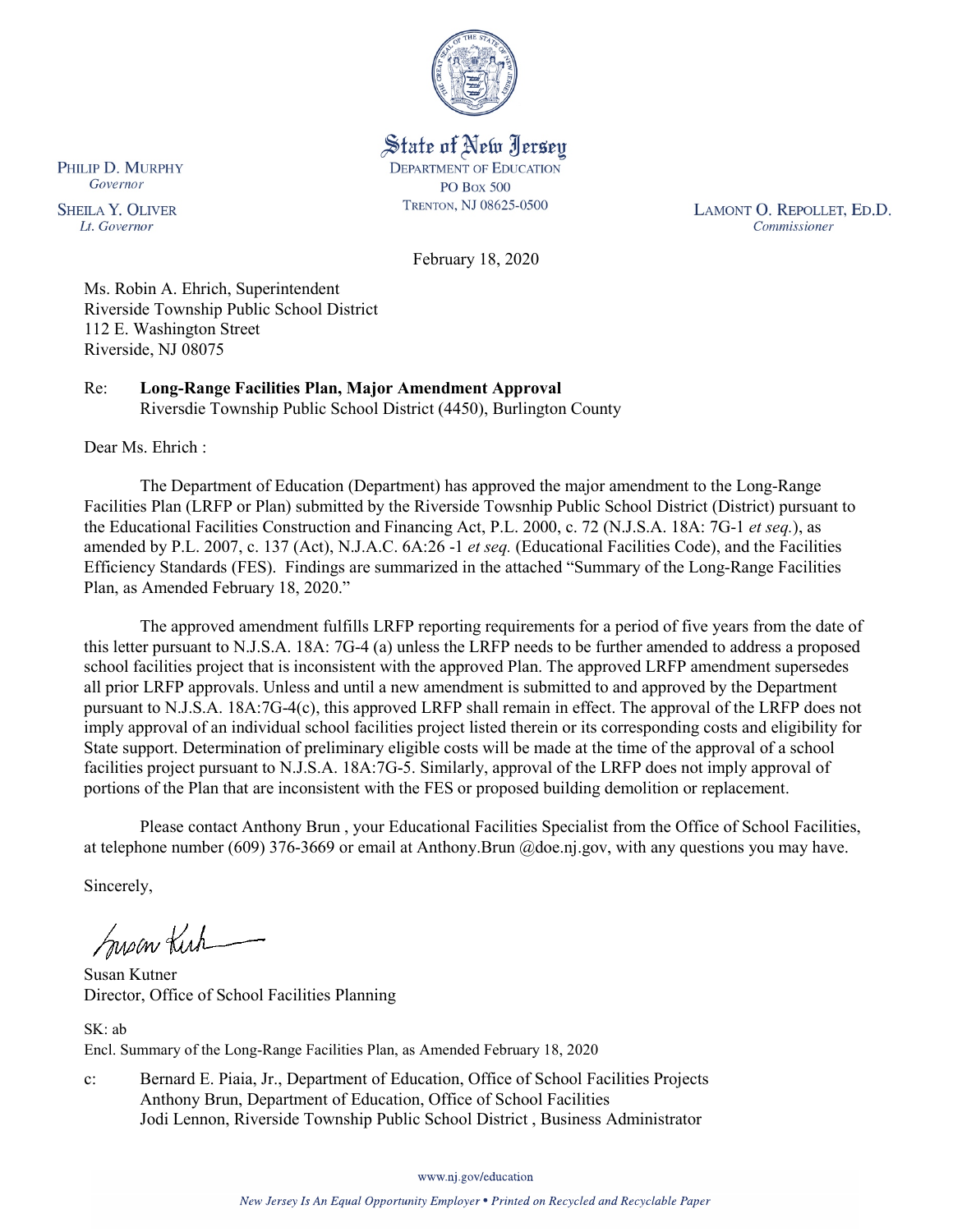State of New Jersey
DEPARTMENT OF EDUCATION
PO Box 500
TRENTON, NJ 08625-0500

PHILIP D. MURPHY
*Governor*

SHEILA Y. OLIVER
*Lt. Governor*

LAMONT O. REPOLLET, ED.D.
*Commissioner*

February 18, 2020

Ms. Robin A. Ehrich, Superintendent
Riverside Township Public School District
112 E. Washington Street
Riverside, NJ 08075

Re: **Long-Range Facilities Plan, Major Amendment Approval**
Riversdie Township Public School District (4450), Burlington County

Dear Ms. Ehrich :

The Department of Education (Department) has approved the major amendment to the Long-Range Facilities Plan (LRFP or Plan) submitted by the Riverside Towsnhip Public School District (District) pursuant to the Educational Facilities Construction and Financing Act, P.L. 2000, c. 72 (N.J.S.A. 18A: 7G-1 *et seq.*), as amended by P.L. 2007, c. 137 (Act), N.J.A.C. 6A:26 -1 *et seq.* (Educational Facilities Code), and the Facilities Efficiency Standards (FES). Findings are summarized in the attached "Summary of the Long-Range Facilities Plan, as Amended February 18, 2020."

The approved amendment fulfills LRFP reporting requirements for a period of five years from the date of this letter pursuant to N.J.S.A. 18A: 7G-4 (a) unless the LRFP needs to be further amended to address a proposed school facilities project that is inconsistent with the approved Plan. The approved LRFP amendment supersedes all prior LRFP approvals. Unless and until a new amendment is submitted to and approved by the Department pursuant to N.J.S.A. 18A:7G-4(c), this approved LRFP shall remain in effect. The approval of the LRFP does not imply approval of an individual school facilities project listed therein or its corresponding costs and eligibility for State support. Determination of preliminary eligible costs will be made at the time of the approval of a school facilities project pursuant to N.J.S.A. 18A:7G-5. Similarly, approval of the LRFP does not imply approval of portions of the Plan that are inconsistent with the FES or proposed building demolition or replacement.

Please contact Anthony Brun , your Educational Facilities Specialist from the Office of School Facilities, at telephone number (609) 376-3669 or email at Anthony.Brun @doe.nj.gov, with any questions you may have.

Sincerely,

Susan Kutner
Director, Office of School Facilities Planning

SK: ab
Encl. Summary of the Long-Range Facilities Plan, as Amended February 18, 2020

c: Bernard E. Piaia, Jr., Department of Education, Office of School Facilities Projects
Anthony Brun, Department of Education, Office of School Facilities
Jodi Lennon, Riverside Township Public School District , Business Administrator

www.nj.gov/education

*New Jersey Is An Equal Opportunity Employer • Printed on Recycled and Recyclable Paper*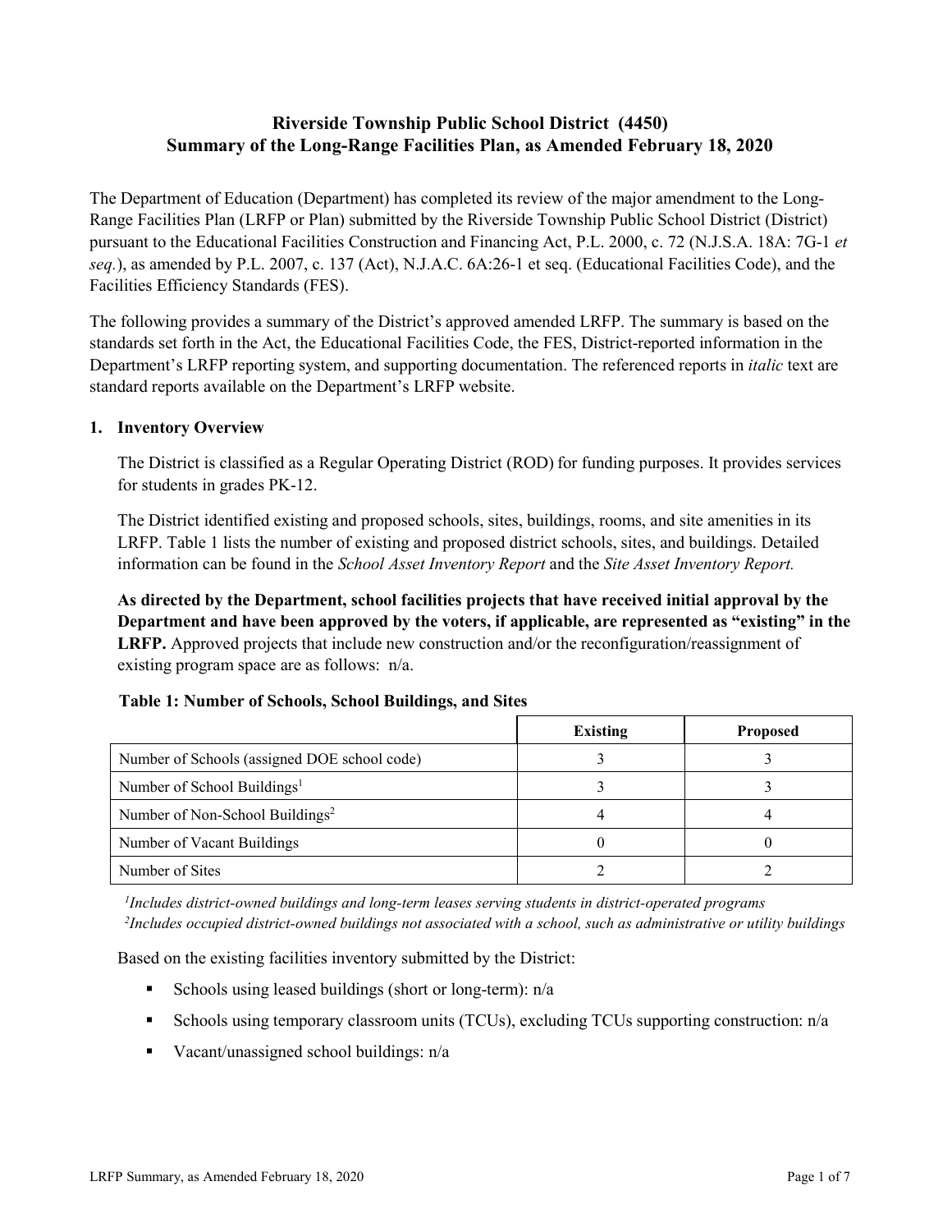# Riverside Township Public School District (4450)
## Summary of the Long-Range Facilities Plan, as Amended February 18, 2020

The Department of Education (Department) has completed its review of the major amendment to the Long-Range Facilities Plan (LRFP or Plan) submitted by the Riverside Township Public School District (District) pursuant to the Educational Facilities Construction and Financing Act, P.L. 2000, c. 72 (N.J.S.A. 18A: 7G-1 *et seq.*), as amended by P.L. 2007, c. 137 (Act), N.J.A.C. 6A:26-1 et seq. (Educational Facilities Code), and the Facilities Efficiency Standards (FES).

The following provides a summary of the District's approved amended LRFP. The summary is based on the standards set forth in the Act, the Educational Facilities Code, the FES, District-reported information in the Department's LRFP reporting system, and supporting documentation. The referenced reports in *italic* text are standard reports available on the Department's LRFP website.

### 1. Inventory Overview

The District is classified as a Regular Operating District (ROD) for funding purposes. It provides services for students in grades PK-12.

The District identified existing and proposed schools, sites, buildings, rooms, and site amenities in its LRFP. Table 1 lists the number of existing and proposed district schools, sites, and buildings. Detailed information can be found in the *School Asset Inventory Report* and the *Site Asset Inventory Report.*

**As directed by the Department, school facilities projects that have received initial approval by the Department and have been approved by the voters, if applicable, are represented as "existing" in the LRFP.** Approved projects that include new construction and/or the reconfiguration/reassignment of existing program space are as follows: n/a.

**Table 1: Number of Schools, School Buildings, and Sites**

| | Existing | Proposed |
|---|---|---|
| Number of Schools (assigned DOE school code) | 3 | 3 |
| Number of School Buildings[1] | 3 | 3 |
| Number of Non-School Buildings[2] | 4 | 4 |
| Number of Vacant Buildings | 0 | 0 |
| Number of Sites | 2 | 2 |

*[1]Includes district-owned buildings and long-term leases serving students in district-operated programs*
*[2]Includes occupied district-owned buildings not associated with a school, such as administrative or utility buildings*

Based on the existing facilities inventory submitted by the District:

- Schools using leased buildings (short or long-term): n/a
- Schools using temporary classroom units (TCUs), excluding TCUs supporting construction: n/a
- Vacant/unassigned school buildings: n/a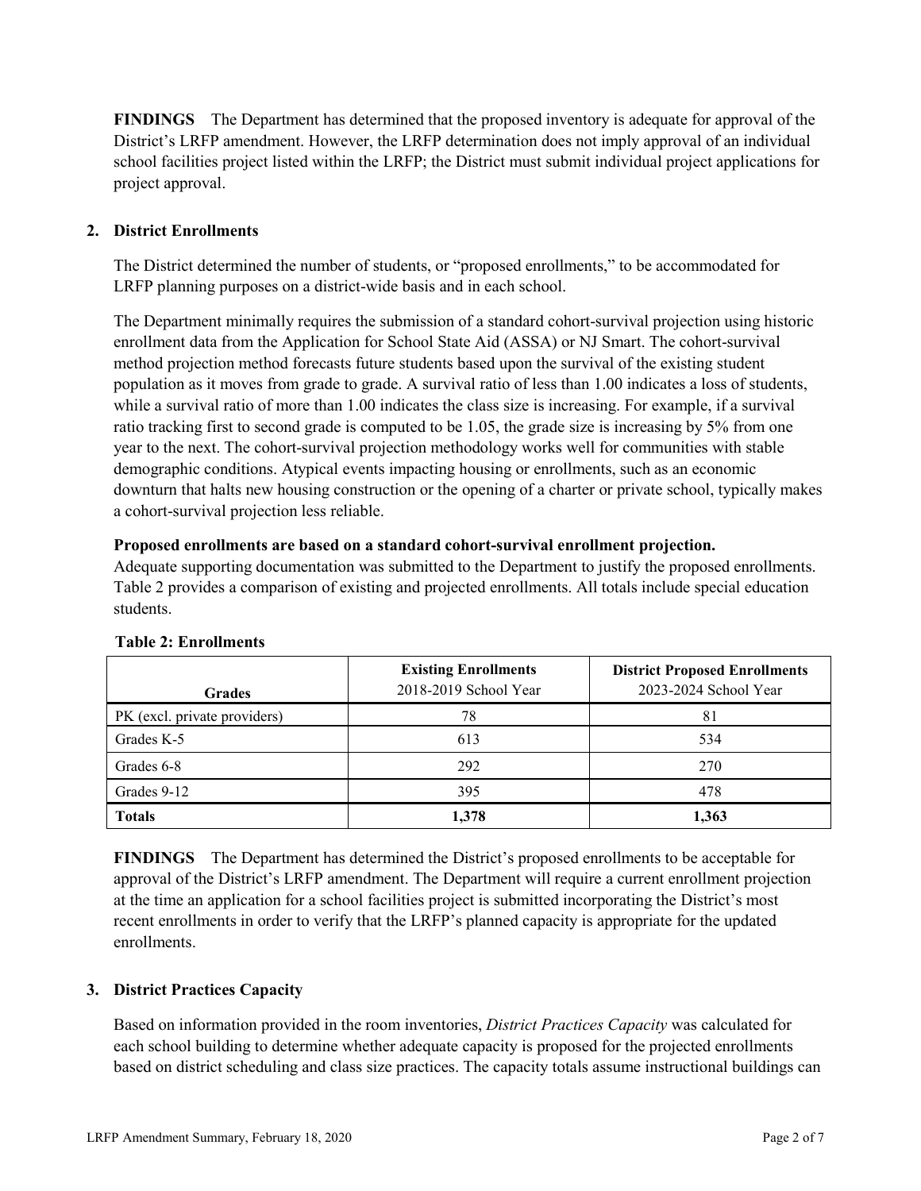**FINDINGS** The Department has determined that the proposed inventory is adequate for approval of the District's LRFP amendment. However, the LRFP determination does not imply approval of an individual school facilities project listed within the LRFP; the District must submit individual project applications for project approval.

## 2. District Enrollments

The District determined the number of students, or "proposed enrollments," to be accommodated for LRFP planning purposes on a district-wide basis and in each school.

The Department minimally requires the submission of a standard cohort-survival projection using historic enrollment data from the Application for School State Aid (ASSA) or NJ Smart. The cohort-survival method projection method forecasts future students based upon the survival of the existing student population as it moves from grade to grade. A survival ratio of less than 1.00 indicates a loss of students, while a survival ratio of more than 1.00 indicates the class size is increasing. For example, if a survival ratio tracking first to second grade is computed to be 1.05, the grade size is increasing by 5% from one year to the next. The cohort-survival projection methodology works well for communities with stable demographic conditions. Atypical events impacting housing or enrollments, such as an economic downturn that halts new housing construction or the opening of a charter or private school, typically makes a cohort-survival projection less reliable.

**Proposed enrollments are based on a standard cohort-survival enrollment projection.**
Adequate supporting documentation was submitted to the Department to justify the proposed enrollments. Table 2 provides a comparison of existing and projected enrollments. All totals include special education students.

**Table 2: Enrollments**

| Grades | Existing Enrollments 2018-2019 School Year | District Proposed Enrollments 2023-2024 School Year |
|---|---|---|
| PK (excl. private providers) | 78 | 81 |
| Grades K-5 | 613 | 534 |
| Grades 6-8 | 292 | 270 |
| Grades 9-12 | 395 | 478 |
| **Totals** | **1,378** | **1,363** |

**FINDINGS** The Department has determined the District's proposed enrollments to be acceptable for approval of the District's LRFP amendment. The Department will require a current enrollment projection at the time an application for a school facilities project is submitted incorporating the District's most recent enrollments in order to verify that the LRFP's planned capacity is appropriate for the updated enrollments.

## 3. District Practices Capacity

Based on information provided in the room inventories, *District Practices Capacity* was calculated for each school building to determine whether adequate capacity is proposed for the projected enrollments based on district scheduling and class size practices. The capacity totals assume instructional buildings can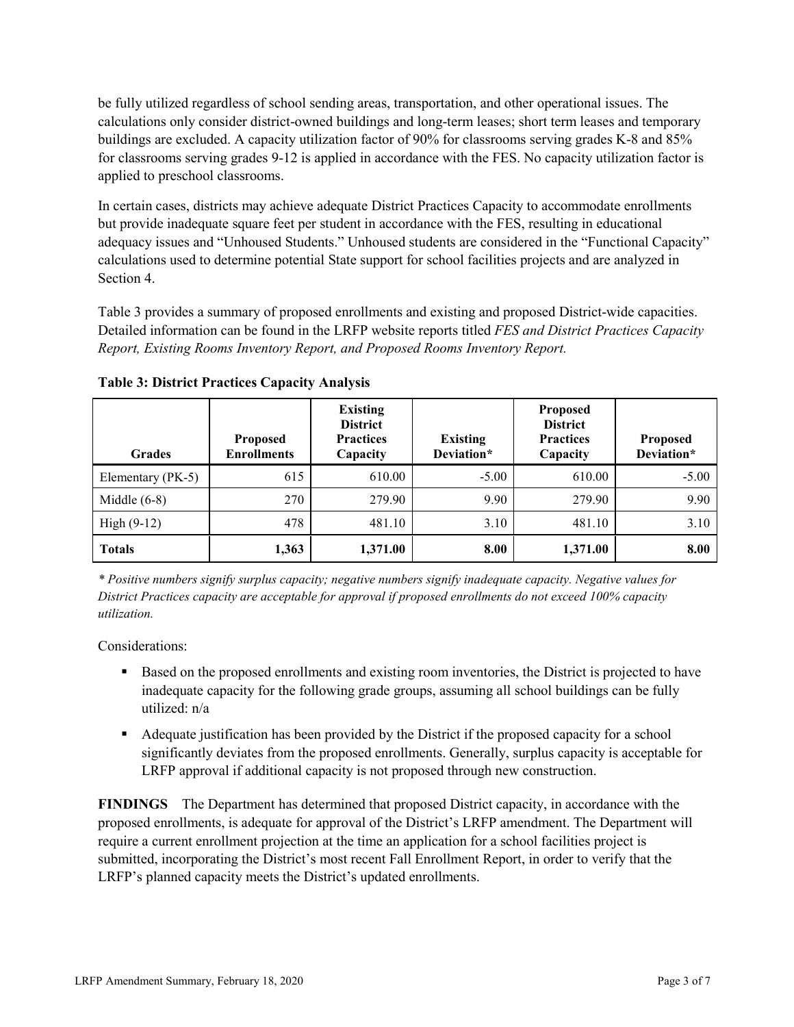be fully utilized regardless of school sending areas, transportation, and other operational issues. The calculations only consider district-owned buildings and long-term leases; short term leases and temporary buildings are excluded. A capacity utilization factor of 90% for classrooms serving grades K-8 and 85% for classrooms serving grades 9-12 is applied in accordance with the FES. No capacity utilization factor is applied to preschool classrooms.

In certain cases, districts may achieve adequate District Practices Capacity to accommodate enrollments but provide inadequate square feet per student in accordance with the FES, resulting in educational adequacy issues and "Unhoused Students." Unhoused students are considered in the "Functional Capacity" calculations used to determine potential State support for school facilities projects and are analyzed in Section 4.

Table 3 provides a summary of proposed enrollments and existing and proposed District-wide capacities. Detailed information can be found in the LRFP website reports titled *FES and District Practices Capacity Report, Existing Rooms Inventory Report, and Proposed Rooms Inventory Report.*

**Table 3: District Practices Capacity Analysis**

| Grades | Proposed Enrollments | Existing District Practices Capacity | Existing Deviation* | Proposed District Practices Capacity | Proposed Deviation* |
|---|---|---|---|---|---|
| Elementary (PK-5) | 615 | 610.00 | -5.00 | 610.00 | -5.00 |
| Middle (6-8) | 270 | 279.90 | 9.90 | 279.90 | 9.90 |
| High (9-12) | 478 | 481.10 | 3.10 | 481.10 | 3.10 |
| **Totals** | **1,363** | **1,371.00** | **8.00** | **1,371.00** | **8.00** |

*\* Positive numbers signify surplus capacity; negative numbers signify inadequate capacity. Negative values for District Practices capacity are acceptable for approval if proposed enrollments do not exceed 100% capacity utilization.*

Considerations:

- Based on the proposed enrollments and existing room inventories, the District is projected to have inadequate capacity for the following grade groups, assuming all school buildings can be fully utilized: n/a
- Adequate justification has been provided by the District if the proposed capacity for a school significantly deviates from the proposed enrollments. Generally, surplus capacity is acceptable for LRFP approval if additional capacity is not proposed through new construction.

**FINDINGS** The Department has determined that proposed District capacity, in accordance with the proposed enrollments, is adequate for approval of the District's LRFP amendment. The Department will require a current enrollment projection at the time an application for a school facilities project is submitted, incorporating the District's most recent Fall Enrollment Report, in order to verify that the LRFP's planned capacity meets the District's updated enrollments.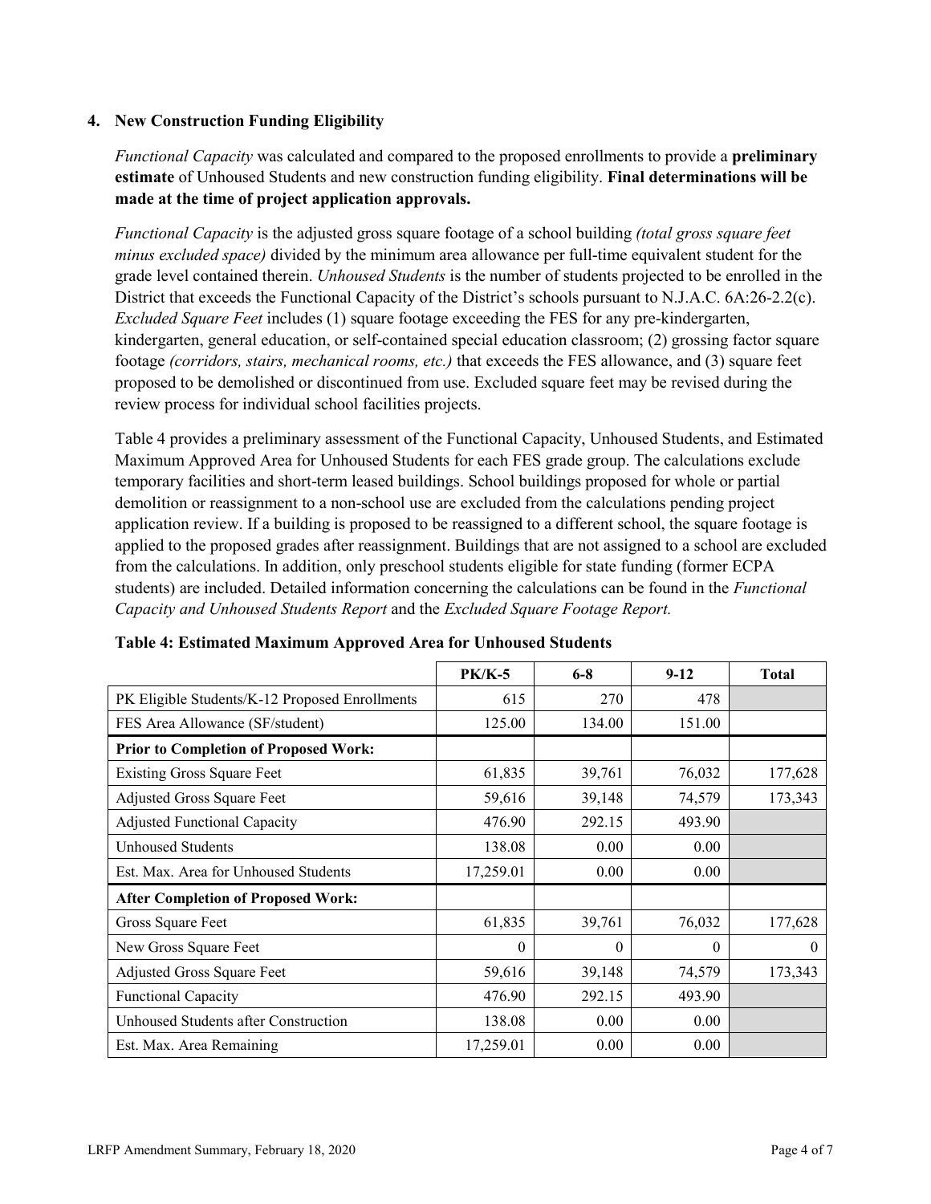## 4. New Construction Funding Eligibility

*Functional Capacity* was calculated and compared to the proposed enrollments to provide a **preliminary estimate** of Unhoused Students and new construction funding eligibility. **Final determinations will be made at the time of project application approvals.**

*Functional Capacity* is the adjusted gross square footage of a school building *(total gross square feet minus excluded space)* divided by the minimum area allowance per full-time equivalent student for the grade level contained therein. *Unhoused Students* is the number of students projected to be enrolled in the District that exceeds the Functional Capacity of the District's schools pursuant to N.J.A.C. 6A:26-2.2(c). *Excluded Square Feet* includes (1) square footage exceeding the FES for any pre-kindergarten, kindergarten, general education, or self-contained special education classroom; (2) grossing factor square footage *(corridors, stairs, mechanical rooms, etc.)* that exceeds the FES allowance, and (3) square feet proposed to be demolished or discontinued from use. Excluded square feet may be revised during the review process for individual school facilities projects.

Table 4 provides a preliminary assessment of the Functional Capacity, Unhoused Students, and Estimated Maximum Approved Area for Unhoused Students for each FES grade group. The calculations exclude temporary facilities and short-term leased buildings. School buildings proposed for whole or partial demolition or reassignment to a non-school use are excluded from the calculations pending project application review. If a building is proposed to be reassigned to a different school, the square footage is applied to the proposed grades after reassignment. Buildings that are not assigned to a school are excluded from the calculations. In addition, only preschool students eligible for state funding (former ECPA students) are included. Detailed information concerning the calculations can be found in the *Functional Capacity and Unhoused Students Report* and the *Excluded Square Footage Report.*

**Table 4: Estimated Maximum Approved Area for Unhoused Students**

| | PK/K-5 | 6-8 | 9-12 | Total |
|---|---|---|---|---|
| PK Eligible Students/K-12 Proposed Enrollments | 615 | 270 | 478 | |
| FES Area Allowance (SF/student) | 125.00 | 134.00 | 151.00 | |
| **Prior to Completion of Proposed Work:** | | | | |
| Existing Gross Square Feet | 61,835 | 39,761 | 76,032 | 177,628 |
| Adjusted Gross Square Feet | 59,616 | 39,148 | 74,579 | 173,343 |
| Adjusted Functional Capacity | 476.90 | 292.15 | 493.90 | |
| Unhoused Students | 138.08 | 0.00 | 0.00 | |
| Est. Max. Area for Unhoused Students | 17,259.01 | 0.00 | 0.00 | |
| **After Completion of Proposed Work:** | | | | |
| Gross Square Feet | 61,835 | 39,761 | 76,032 | 177,628 |
| New Gross Square Feet | 0 | 0 | 0 | 0 |
| Adjusted Gross Square Feet | 59,616 | 39,148 | 74,579 | 173,343 |
| Functional Capacity | 476.90 | 292.15 | 493.90 | |
| Unhoused Students after Construction | 138.08 | 0.00 | 0.00 | |
| Est. Max. Area Remaining | 17,259.01 | 0.00 | 0.00 | |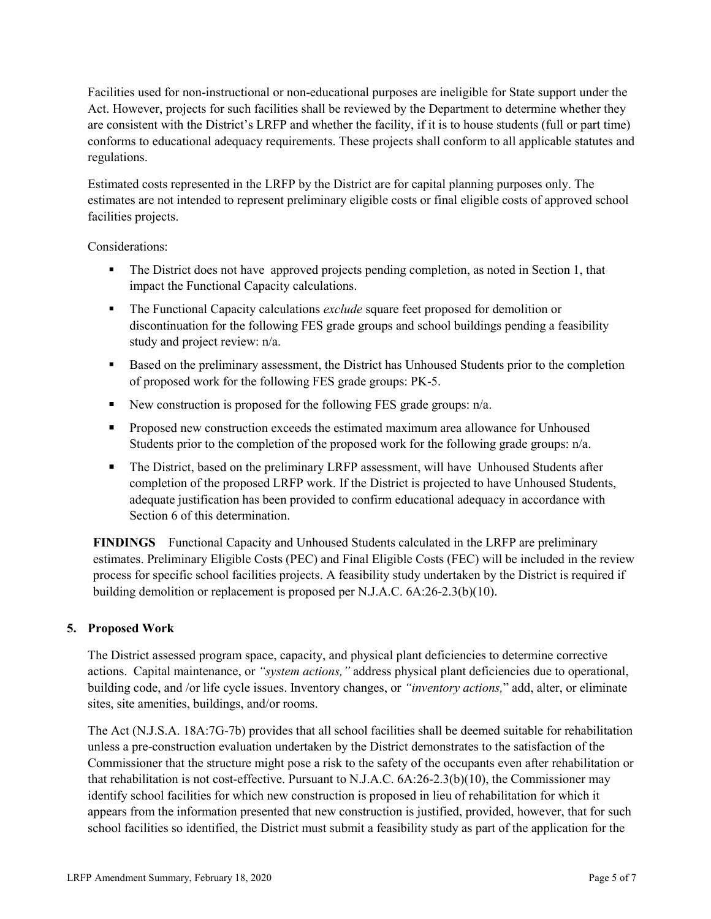Facilities used for non-instructional or non-educational purposes are ineligible for State support under the Act. However, projects for such facilities shall be reviewed by the Department to determine whether they are consistent with the District's LRFP and whether the facility, if it is to house students (full or part time) conforms to educational adequacy requirements. These projects shall conform to all applicable statutes and regulations.

Estimated costs represented in the LRFP by the District are for capital planning purposes only. The estimates are not intended to represent preliminary eligible costs or final eligible costs of approved school facilities projects.

Considerations:

- The District does not have approved projects pending completion, as noted in Section 1, that impact the Functional Capacity calculations.
- The Functional Capacity calculations *exclude* square feet proposed for demolition or discontinuation for the following FES grade groups and school buildings pending a feasibility study and project review: n/a.
- Based on the preliminary assessment, the District has Unhoused Students prior to the completion of proposed work for the following FES grade groups: PK-5.
- New construction is proposed for the following FES grade groups: n/a.
- Proposed new construction exceeds the estimated maximum area allowance for Unhoused Students prior to the completion of the proposed work for the following grade groups: n/a.
- The District, based on the preliminary LRFP assessment, will have Unhoused Students after completion of the proposed LRFP work. If the District is projected to have Unhoused Students, adequate justification has been provided to confirm educational adequacy in accordance with Section 6 of this determination.

**FINDINGS** Functional Capacity and Unhoused Students calculated in the LRFP are preliminary estimates. Preliminary Eligible Costs (PEC) and Final Eligible Costs (FEC) will be included in the review process for specific school facilities projects. A feasibility study undertaken by the District is required if building demolition or replacement is proposed per N.J.A.C. 6A:26-2.3(b)(10).

## 5. Proposed Work

The District assessed program space, capacity, and physical plant deficiencies to determine corrective actions. Capital maintenance, or *"system actions,"* address physical plant deficiencies due to operational, building code, and /or life cycle issues. Inventory changes, or *"inventory actions,"* add, alter, or eliminate sites, site amenities, buildings, and/or rooms.

The Act (N.J.S.A. 18A:7G-7b) provides that all school facilities shall be deemed suitable for rehabilitation unless a pre-construction evaluation undertaken by the District demonstrates to the satisfaction of the Commissioner that the structure might pose a risk to the safety of the occupants even after rehabilitation or that rehabilitation is not cost-effective. Pursuant to N.J.A.C. 6A:26-2.3(b)(10), the Commissioner may identify school facilities for which new construction is proposed in lieu of rehabilitation for which it appears from the information presented that new construction is justified, provided, however, that for such school facilities so identified, the District must submit a feasibility study as part of the application for the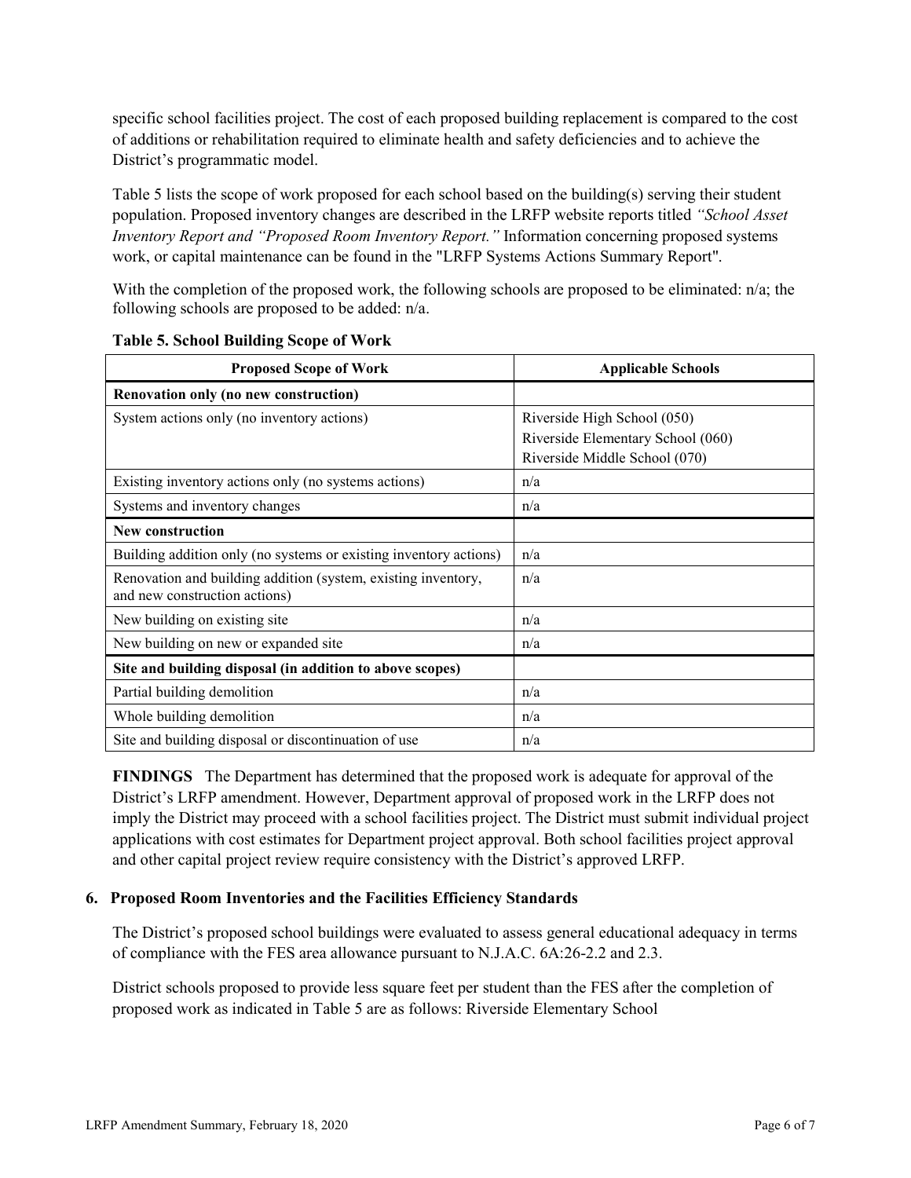specific school facilities project. The cost of each proposed building replacement is compared to the cost of additions or rehabilitation required to eliminate health and safety deficiencies and to achieve the District's programmatic model.

Table 5 lists the scope of work proposed for each school based on the building(s) serving their student population. Proposed inventory changes are described in the LRFP website reports titled *"School Asset Inventory Report and "Proposed Room Inventory Report."* Information concerning proposed systems work, or capital maintenance can be found in the "LRFP Systems Actions Summary Report".

With the completion of the proposed work, the following schools are proposed to be eliminated: n/a; the following schools are proposed to be added: n/a.

**Table 5. School Building Scope of Work**

| Proposed Scope of Work | Applicable Schools |
|---|---|
| **Renovation only (no new construction)** | |
| System actions only (no inventory actions) | Riverside High School (050)<br>Riverside Elementary School (060)<br>Riverside Middle School (070) |
| Existing inventory actions only (no systems actions) | n/a |
| Systems and inventory changes | n/a |
| **New construction** | |
| Building addition only (no systems or existing inventory actions) | n/a |
| Renovation and building addition (system, existing inventory, and new construction actions) | n/a |
| New building on existing site | n/a |
| New building on new or expanded site | n/a |
| **Site and building disposal (in addition to above scopes)** | |
| Partial building demolition | n/a |
| Whole building demolition | n/a |
| Site and building disposal or discontinuation of use | n/a |

**FINDINGS** The Department has determined that the proposed work is adequate for approval of the District's LRFP amendment. However, Department approval of proposed work in the LRFP does not imply the District may proceed with a school facilities project. The District must submit individual project applications with cost estimates for Department project approval. Both school facilities project approval and other capital project review require consistency with the District's approved LRFP.

### 6. Proposed Room Inventories and the Facilities Efficiency Standards

The District's proposed school buildings were evaluated to assess general educational adequacy in terms of compliance with the FES area allowance pursuant to N.J.A.C. 6A:26-2.2 and 2.3.

District schools proposed to provide less square feet per student than the FES after the completion of proposed work as indicated in Table 5 are as follows: Riverside Elementary School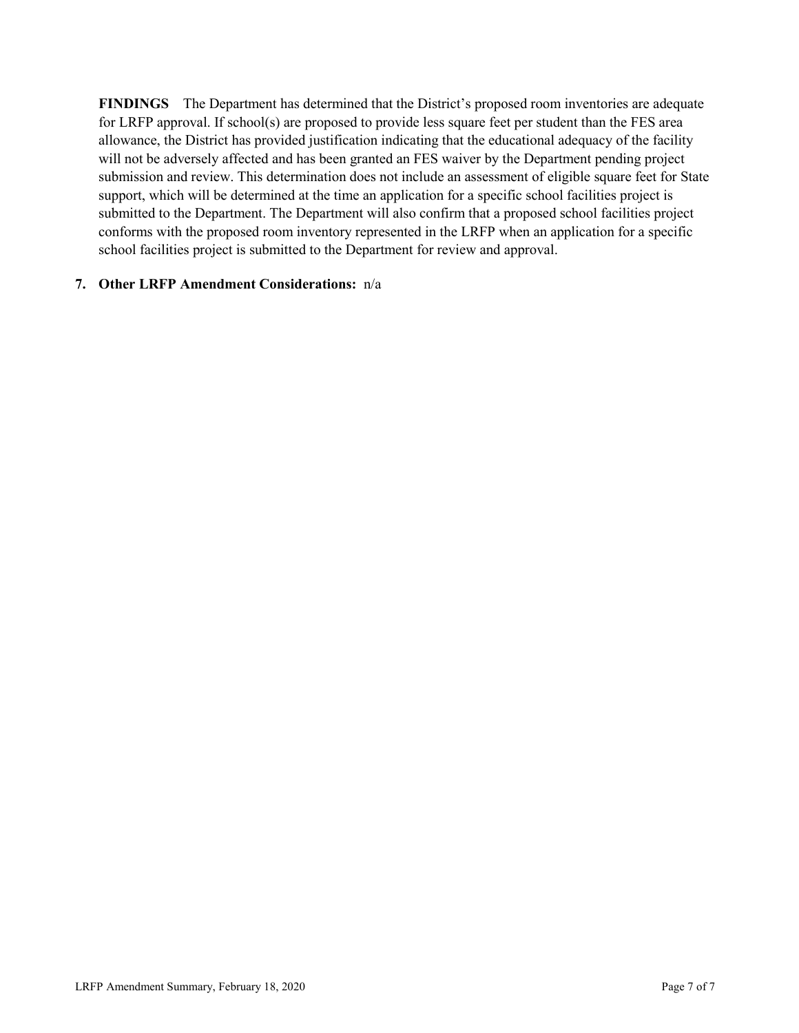**FINDINGS** The Department has determined that the District's proposed room inventories are adequate for LRFP approval. If school(s) are proposed to provide less square feet per student than the FES area allowance, the District has provided justification indicating that the educational adequacy of the facility will not be adversely affected and has been granted an FES waiver by the Department pending project submission and review. This determination does not include an assessment of eligible square feet for State support, which will be determined at the time an application for a specific school facilities project is submitted to the Department. The Department will also confirm that a proposed school facilities project conforms with the proposed room inventory represented in the LRFP when an application for a specific school facilities project is submitted to the Department for review and approval.

**7. Other LRFP Amendment Considerations:** n/a